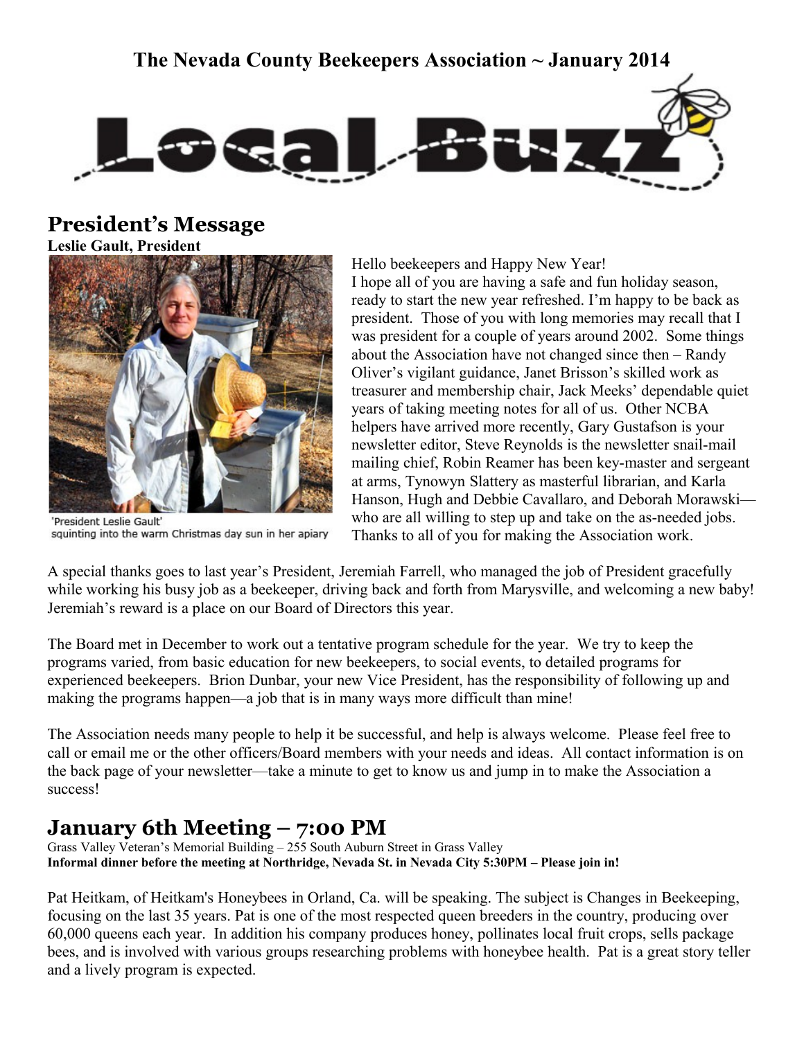# The Nevada County Beekeepers Association ~ January 2014

# Local Buzz

## President's Message

**Leslie Gault, President**

'President Leslie Gault' squinting into the warm Christmas day sun in her apiary

Hello beekeepers and Happy New Year!
I hope all of you are having a safe and fun holiday season, ready to start the new year refreshed. I'm happy to be back as president. Those of you with long memories may recall that I was president for a couple of years around 2002. Some things about the Association have not changed since then – Randy Oliver's vigilant guidance, Janet Brisson's skilled work as treasurer and membership chair, Jack Meeks' dependable quiet years of taking meeting notes for all of us. Other NCBA helpers have arrived more recently, Gary Gustafson is your newsletter editor, Steve Reynolds is the newsletter snail-mail mailing chief, Robin Reamer has been key-master and sergeant at arms, Tynowyn Slattery as masterful librarian, and Karla Hanson, Hugh and Debbie Cavallaro, and Deborah Morawski—who are all willing to step up and take on the as-needed jobs. Thanks to all of you for making the Association work.

A special thanks goes to last year's President, Jeremiah Farrell, who managed the job of President gracefully while working his busy job as a beekeeper, driving back and forth from Marysville, and welcoming a new baby! Jeremiah's reward is a place on our Board of Directors this year.

The Board met in December to work out a tentative program schedule for the year. We try to keep the programs varied, from basic education for new beekeepers, to social events, to detailed programs for experienced beekeepers. Brion Dunbar, your new Vice President, has the responsibility of following up and making the programs happen—a job that is in many ways more difficult than mine!

The Association needs many people to help it be successful, and help is always welcome. Please feel free to call or email me or the other officers/Board members with your needs and ideas. All contact information is on the back page of your newsletter—take a minute to get to know us and jump in to make the Association a success!

## January 6th Meeting – 7:00 PM

Grass Valley Veteran's Memorial Building – 255 South Auburn Street in Grass Valley
**Informal dinner before the meeting at Northridge, Nevada St. in Nevada City 5:30PM – Please join in!**

Pat Heitkam, of Heitkam's Honeybees in Orland, Ca. will be speaking. The subject is Changes in Beekeeping, focusing on the last 35 years. Pat is one of the most respected queen breeders in the country, producing over 60,000 queens each year. In addition his company produces honey, pollinates local fruit crops, sells package bees, and is involved with various groups researching problems with honeybee health. Pat is a great story teller and a lively program is expected.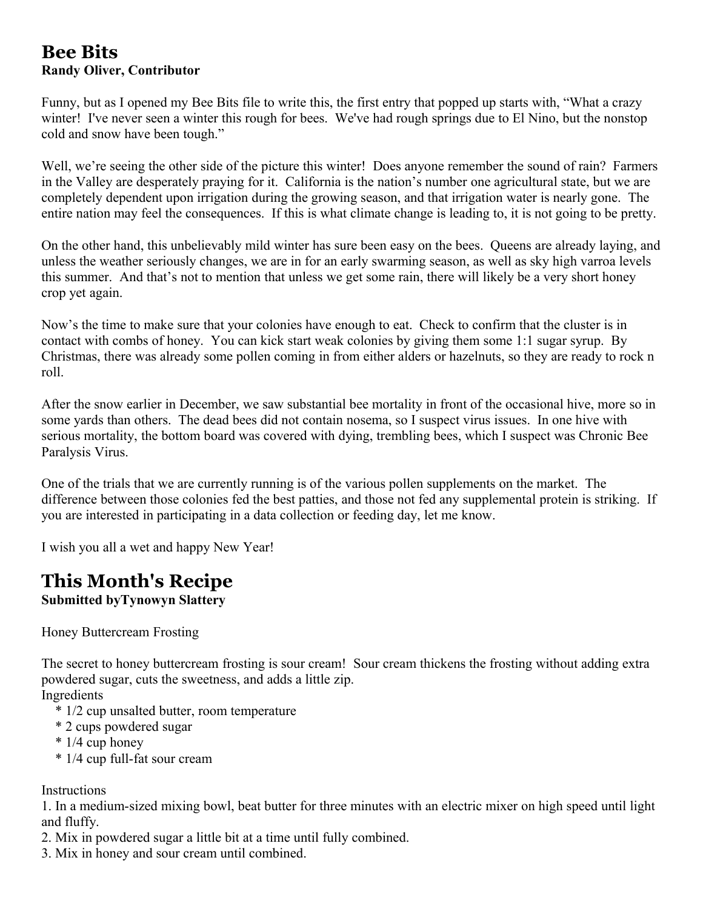## Bee Bits

**Randy Oliver, Contributor**

Funny, but as I opened my Bee Bits file to write this, the first entry that popped up starts with, "What a crazy winter! I've never seen a winter this rough for bees. We've had rough springs due to El Nino, but the nonstop cold and snow have been tough."

Well, we're seeing the other side of the picture this winter! Does anyone remember the sound of rain? Farmers in the Valley are desperately praying for it. California is the nation's number one agricultural state, but we are completely dependent upon irrigation during the growing season, and that irrigation water is nearly gone. The entire nation may feel the consequences. If this is what climate change is leading to, it is not going to be pretty.

On the other hand, this unbelievably mild winter has sure been easy on the bees. Queens are already laying, and unless the weather seriously changes, we are in for an early swarming season, as well as sky high varroa levels this summer. And that's not to mention that unless we get some rain, there will likely be a very short honey crop yet again.

Now's the time to make sure that your colonies have enough to eat. Check to confirm that the cluster is in contact with combs of honey. You can kick start weak colonies by giving them some 1:1 sugar syrup. By Christmas, there was already some pollen coming in from either alders or hazelnuts, so they are ready to rock n roll.

After the snow earlier in December, we saw substantial bee mortality in front of the occasional hive, more so in some yards than others. The dead bees did not contain nosema, so I suspect virus issues. In one hive with serious mortality, the bottom board was covered with dying, trembling bees, which I suspect was Chronic Bee Paralysis Virus.

One of the trials that we are currently running is of the various pollen supplements on the market. The difference between those colonies fed the best patties, and those not fed any supplemental protein is striking. If you are interested in participating in a data collection or feeding day, let me know.

I wish you all a wet and happy New Year!

## This Month's Recipe

**Submitted byTynowyn Slattery**

Honey Buttercream Frosting

The secret to honey buttercream frosting is sour cream! Sour cream thickens the frosting without adding extra powdered sugar, cuts the sweetness, and adds a little zip.

Ingredients

- 1/2 cup unsalted butter, room temperature
- 2 cups powdered sugar
- 1/4 cup honey
- 1/4 cup full-fat sour cream

Instructions

1. In a medium-sized mixing bowl, beat butter for three minutes with an electric mixer on high speed until light and fluffy.
2. Mix in powdered sugar a little bit at a time until fully combined.
3. Mix in honey and sour cream until combined.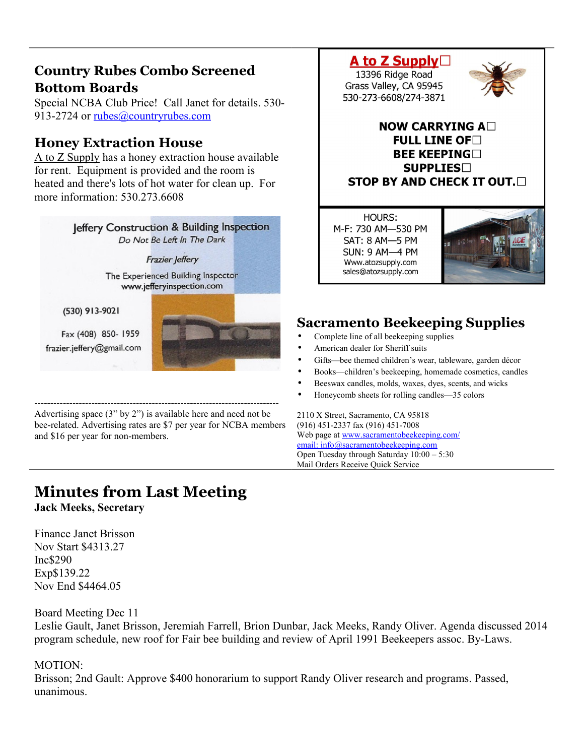## Country Rubes Combo Screened Bottom Boards

Special NCBA Club Price! Call Janet for details. 530-913-2724 or rubes@countryrubes.com

## Honey Extraction House

A to Z Supply has a honey extraction house available for rent. Equipment is provided and the room is heated and there's lots of hot water for clean up. For more information: 530.273.6608

Jeffery Construction & Building Inspection

*Do Not Be Left In The Dark*

*Frazier Jeffery*

The Experienced Building Inspector

www.jefferyinspection.com

(530) 913-9021

Fax (408) 850- 1959

frazier.jeffery@gmail.com

---

Advertising space (3" by 2") is available here and need not be bee-related. Advertising rates are $7 per year for NCBA members and $16 per year for non-members.

**A to Z Supply**

13396 Ridge Road
Grass Valley, CA 95945
530-273-6608/274-3871

**NOW CARRYING A FULL LINE OF BEE KEEPING SUPPLIES**
**STOP BY AND CHECK IT OUT.**

HOURS:
M-F: 730 AM—530 PM
SAT: 8 AM—5 PM
SUN: 9 AM—4 PM
Www.atozsupply.com
sales@atozsupply.com

## Sacramento Beekeeping Supplies

- Complete line of all beekeeping supplies
- American dealer for Sheriff suits
- Gifts—bee themed children's wear, tableware, garden décor
- Books—children's beekeeping, homemade cosmetics, candles
- Beeswax candles, molds, waxes, dyes, scents, and wicks
- Honeycomb sheets for rolling candles—35 colors

2110 X Street, Sacramento, CA 95818
(916) 451-2337 fax (916) 451-7008
Web page at www.sacramentobeekeeping.com/
email: info@sacramentobeekeeping.com
Open Tuesday through Saturday 10:00 – 5:30
Mail Orders Receive Quick Service

# Minutes from Last Meeting

**Jack Meeks, Secretary**

Finance Janet Brisson
Nov Start $4313.27
Inc$290
Exp$139.22
Nov End $4464.05

Board Meeting Dec 11
Leslie Gault, Janet Brisson, Jeremiah Farrell, Brion Dunbar, Jack Meeks, Randy Oliver. Agenda discussed 2014 program schedule, new roof for Fair bee building and review of April 1991 Beekeepers assoc. By-Laws.

MOTION:
Brisson; 2nd Gault: Approve $400 honorarium to support Randy Oliver research and programs. Passed, unanimous.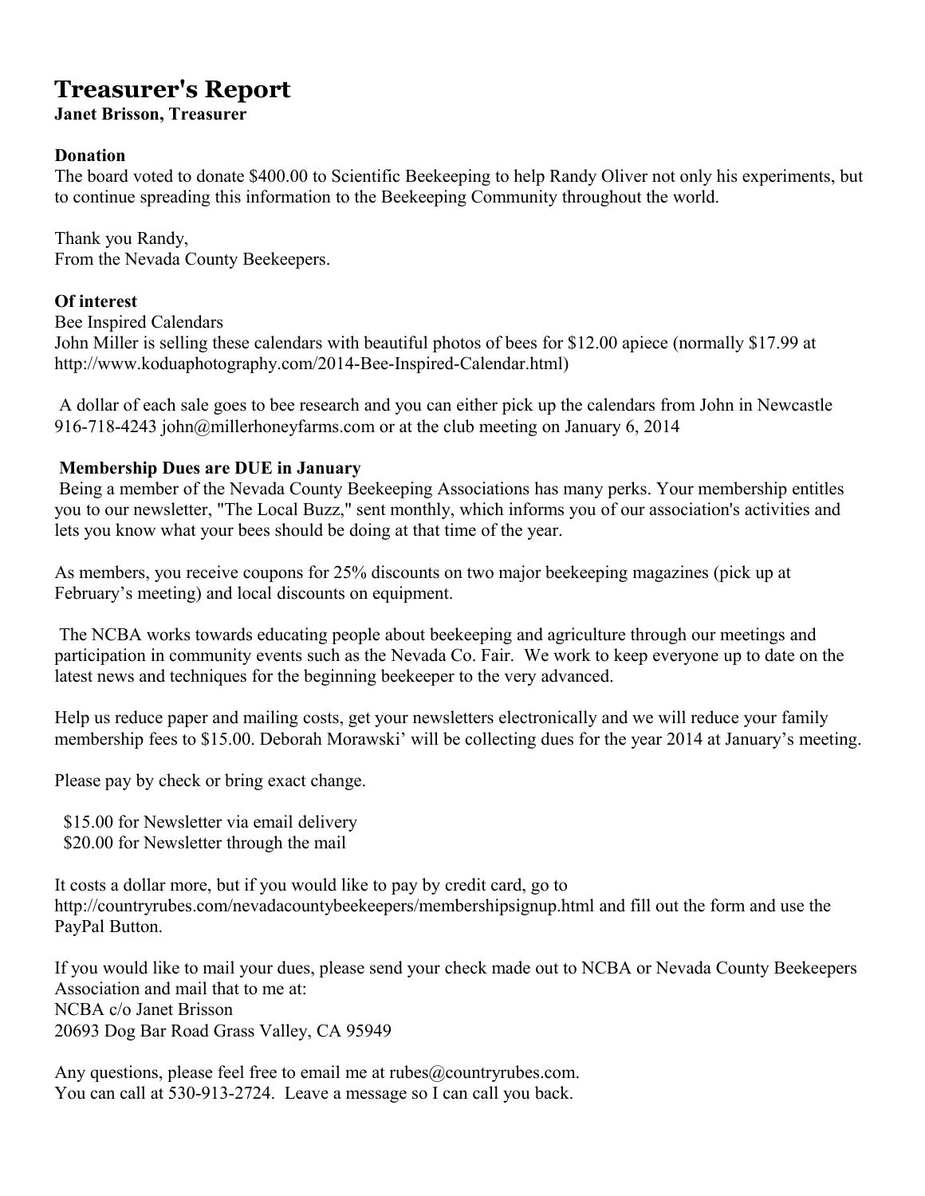# Treasurer's Report

**Janet Brisson, Treasurer**

**Donation**

The board voted to donate $400.00 to Scientific Beekeeping to help Randy Oliver not only his experiments, but to continue spreading this information to the Beekeeping Community throughout the world.

Thank you Randy,
From the Nevada County Beekeepers.

**Of interest**

Bee Inspired Calendars
John Miller is selling these calendars with beautiful photos of bees for $12.00 apiece (normally $17.99 at http://www.koduaphotography.com/2014-Bee-Inspired-Calendar.html)

A dollar of each sale goes to bee research and you can either pick up the calendars from John in Newcastle 916-718-4243 john@millerhoneyfarms.com or at the club meeting on January 6, 2014

**Membership Dues are DUE in January**

Being a member of the Nevada County Beekeeping Associations has many perks. Your membership entitles you to our newsletter, "The Local Buzz," sent monthly, which informs you of our association's activities and lets you know what your bees should be doing at that time of the year.

As members, you receive coupons for 25% discounts on two major beekeeping magazines (pick up at February's meeting) and local discounts on equipment.

The NCBA works towards educating people about beekeeping and agriculture through our meetings and participation in community events such as the Nevada Co. Fair. We work to keep everyone up to date on the latest news and techniques for the beginning beekeeper to the very advanced.

Help us reduce paper and mailing costs, get your newsletters electronically and we will reduce your family membership fees to $15.00. Deborah Morawski' will be collecting dues for the year 2014 at January's meeting.

Please pay by check or bring exact change.

$15.00 for Newsletter via email delivery
$20.00 for Newsletter through the mail

It costs a dollar more, but if you would like to pay by credit card, go to http://countryrubes.com/nevadacountybeekeepers/membershipsignup.html and fill out the form and use the PayPal Button.

If you would like to mail your dues, please send your check made out to NCBA or Nevada County Beekeepers Association and mail that to me at:
NCBA c/o Janet Brisson
20693 Dog Bar Road Grass Valley, CA 95949

Any questions, please feel free to email me at rubes@countryrubes.com.
You can call at 530-913-2724. Leave a message so I can call you back.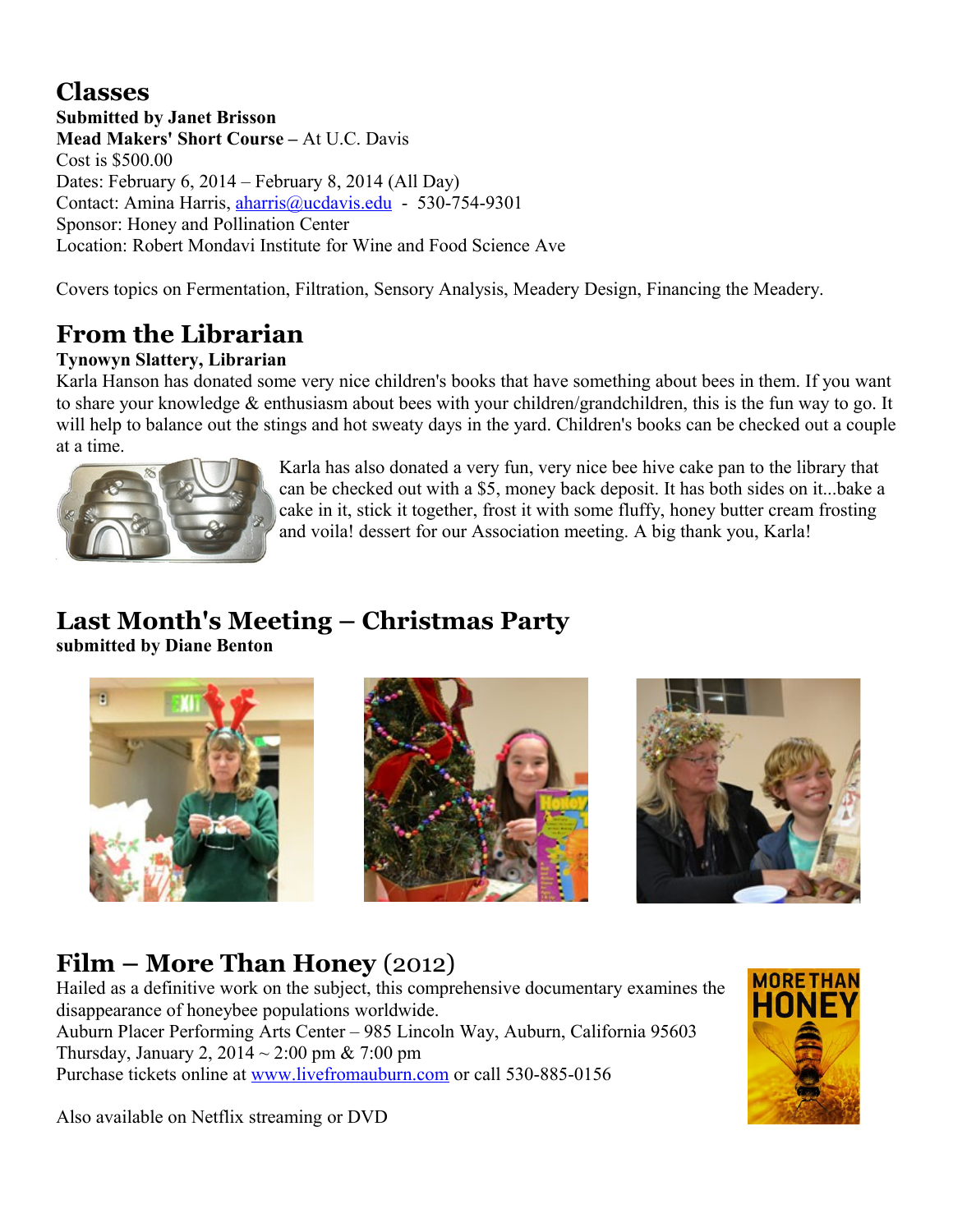## Classes

**Submitted by Janet Brisson**

**Mead Makers' Short Course –** At U.C. Davis
Cost is $500.00
Dates: February 6, 2014 – February 8, 2014 (All Day)
Contact: Amina Harris, aharris@ucdavis.edu - 530-754-9301
Sponsor: Honey and Pollination Center
Location: Robert Mondavi Institute for Wine and Food Science Ave

Covers topics on Fermentation, Filtration, Sensory Analysis, Meadery Design, Financing the Meadery.

## From the Librarian

**Tynowyn Slattery, Librarian**

Karla Hanson has donated some very nice children's books that have something about bees in them. If you want to share your knowledge & enthusiasm about bees with your children/grandchildren, this is the fun way to go. It will help to balance out the stings and hot sweaty days in the yard. Children's books can be checked out a couple at a time.

Karla has also donated a very fun, very nice bee hive cake pan to the library that can be checked out with a $5, money back deposit. It has both sides on it...bake a cake in it, stick it together, frost it with some fluffy, honey butter cream frosting and voila! dessert for our Association meeting. A big thank you, Karla!

## Last Month's Meeting – Christmas Party

**submitted by Diane Benton**

## Film – More Than Honey (2012)

Hailed as a definitive work on the subject, this comprehensive documentary examines the disappearance of honeybee populations worldwide.
Auburn Placer Performing Arts Center – 985 Lincoln Way, Auburn, California 95603
Thursday, January 2, 2014 ~ 2:00 pm & 7:00 pm
Purchase tickets online at www.livefromauburn.com or call 530-885-0156

Also available on Netflix streaming or DVD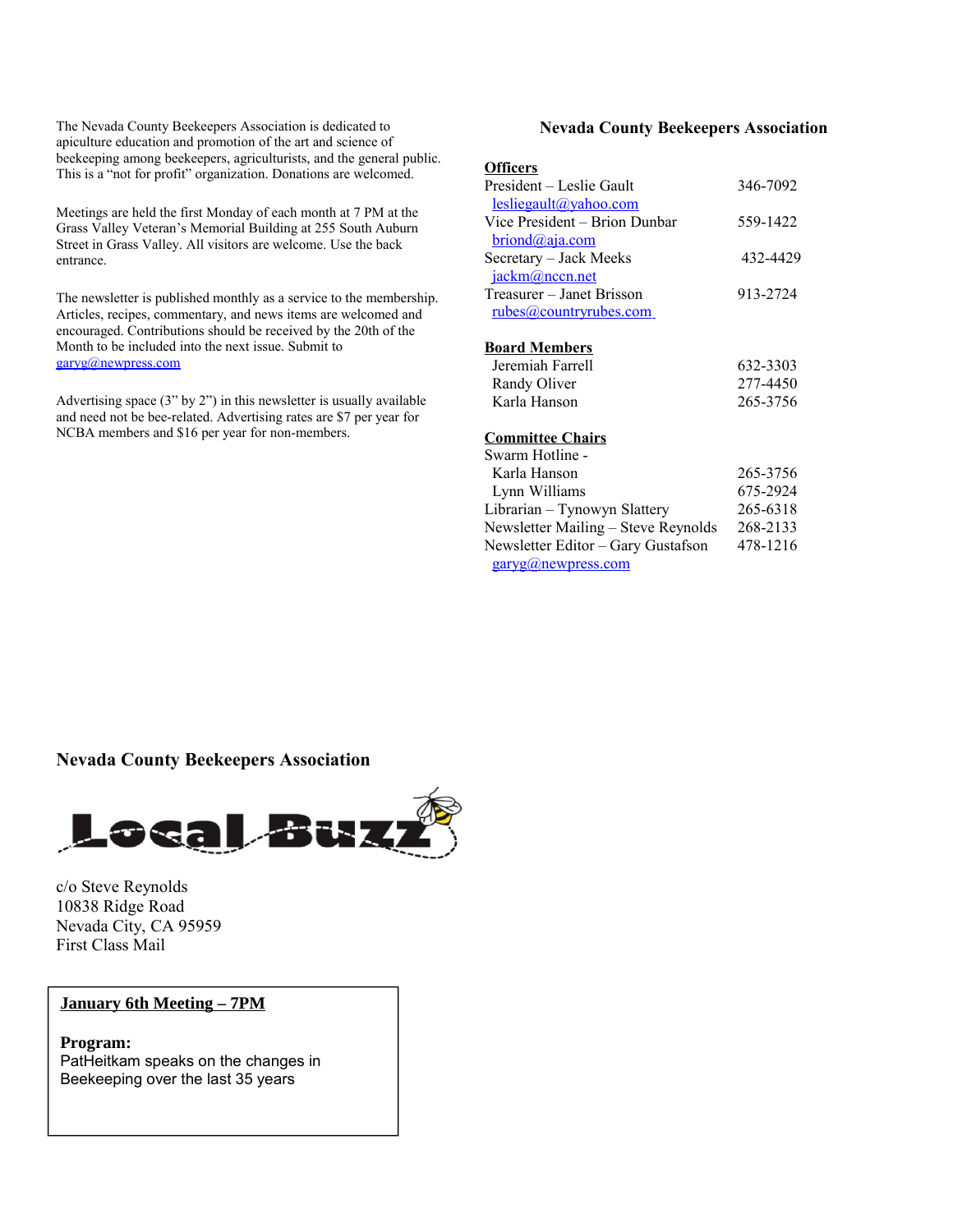The Nevada County Beekeepers Association is dedicated to apiculture education and promotion of the art and science of beekeeping among beekeepers, agriculturists, and the general public. This is a "not for profit" organization. Donations are welcomed.

Meetings are held the first Monday of each month at 7 PM at the Grass Valley Veteran's Memorial Building at 255 South Auburn Street in Grass Valley. All visitors are welcome. Use the back entrance.

The newsletter is published monthly as a service to the membership. Articles, recipes, commentary, and news items are welcomed and encouraged. Contributions should be received by the 20th of the Month to be included into the next issue. Submit to garyg@newpress.com

Advertising space (3" by 2") in this newsletter is usually available and need not be bee-related. Advertising rates are $7 per year for NCBA members and $16 per year for non-members.

## Nevada County Beekeepers Association

**Officers**

President – Leslie Gault 346-7092
lesliegault@yahoo.com
Vice President – Brion Dunbar 559-1422
briond@aja.com
Secretary – Jack Meeks 432-4429
jackm@nccn.net
Treasurer – Janet Brisson 913-2724
rubes@countryrubes.com

**Board Members**

Jeremiah Farrell 632-3303
Randy Oliver 277-4450
Karla Hanson 265-3756

**Committee Chairs**

Swarm Hotline -
Karla Hanson 265-3756
Lynn Williams 675-2924
Librarian – Tynowyn Slattery 265-6318
Newsletter Mailing – Steve Reynolds 268-2133
Newsletter Editor – Gary Gustafson 478-1216
garyg@newpress.com

## Nevada County Beekeepers Association

Local Buzz

c/o Steve Reynolds
10838 Ridge Road
Nevada City, CA 95959
First Class Mail

**January 6th Meeting – 7PM**

**Program:**
PatHeitkam speaks on the changes in Beekeeping over the last 35 years